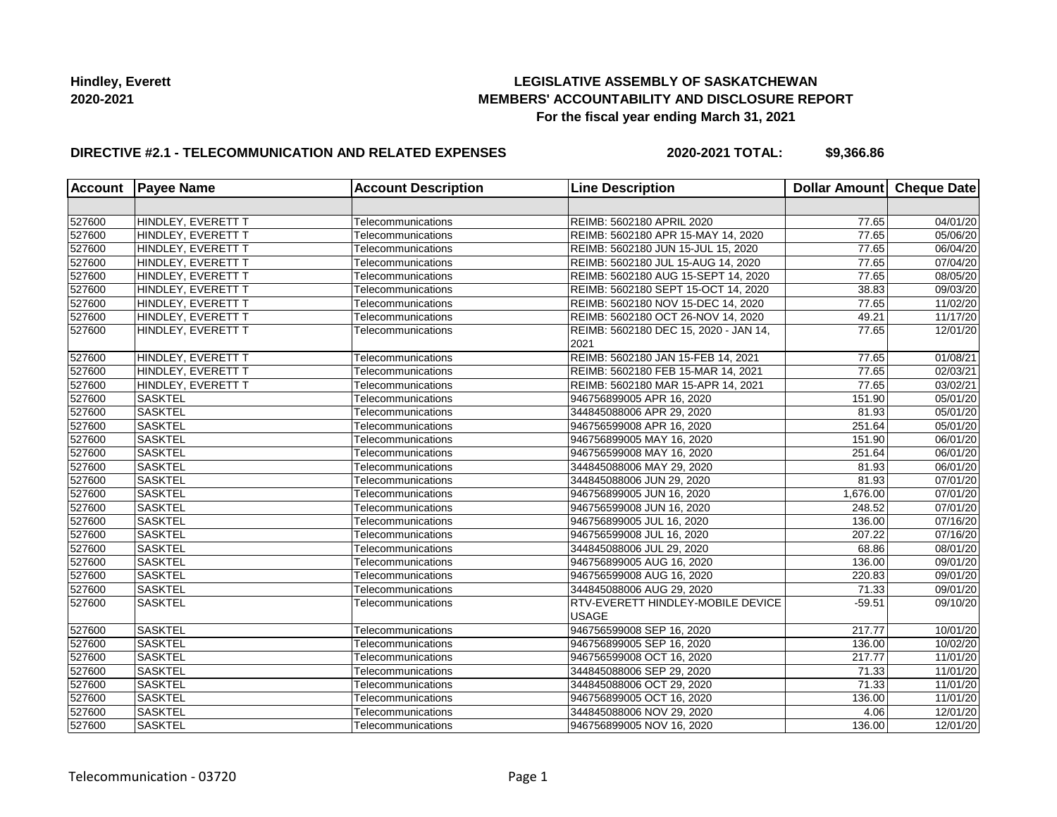**Hindley, Everett**
**2020-2021**

# LEGISLATIVE ASSEMBLY OF SASKATCHEWAN
## MEMBERS' ACCOUNTABILITY AND DISCLOSURE REPORT
### For the fiscal year ending March 31, 2021

**DIRECTIVE #2.1 - TELECOMMUNICATION AND RELATED EXPENSES** **2020-2021 TOTAL: $9,366.86**

| Account | Payee Name | Account Description | Line Description | Dollar Amount | Cheque Date |
|---|---|---|---|---|---|
| | | | | | |
| 527600 | HINDLEY, EVERETT T | Telecommunications | REIMB: 5602180 APRIL 2020 | 77.65 | 04/01/20 |
| 527600 | HINDLEY, EVERETT T | Telecommunications | REIMB: 5602180 APR 15-MAY 14, 2020 | 77.65 | 05/06/20 |
| 527600 | HINDLEY, EVERETT T | Telecommunications | REIMB: 5602180 JUN 15-JUL 15, 2020 | 77.65 | 06/04/20 |
| 527600 | HINDLEY, EVERETT T | Telecommunications | REIMB: 5602180 JUL 15-AUG 14, 2020 | 77.65 | 07/04/20 |
| 527600 | HINDLEY, EVERETT T | Telecommunications | REIMB: 5602180 AUG 15-SEPT 14, 2020 | 77.65 | 08/05/20 |
| 527600 | HINDLEY, EVERETT T | Telecommunications | REIMB: 5602180 SEPT 15-OCT 14, 2020 | 38.83 | 09/03/20 |
| 527600 | HINDLEY, EVERETT T | Telecommunications | REIMB: 5602180 NOV 15-DEC 14, 2020 | 77.65 | 11/02/20 |
| 527600 | HINDLEY, EVERETT T | Telecommunications | REIMB: 5602180 OCT 26-NOV 14, 2020 | 49.21 | 11/17/20 |
| 527600 | HINDLEY, EVERETT T | Telecommunications | REIMB: 5602180 DEC 15, 2020 - JAN 14, 2021 | 77.65 | 12/01/20 |
| 527600 | HINDLEY, EVERETT T | Telecommunications | REIMB: 5602180 JAN 15-FEB 14, 2021 | 77.65 | 01/08/21 |
| 527600 | HINDLEY, EVERETT T | Telecommunications | REIMB: 5602180 FEB 15-MAR 14, 2021 | 77.65 | 02/03/21 |
| 527600 | HINDLEY, EVERETT T | Telecommunications | REIMB: 5602180 MAR 15-APR 14, 2021 | 77.65 | 03/02/21 |
| 527600 | SASKTEL | Telecommunications | 946756899005 APR 16, 2020 | 151.90 | 05/01/20 |
| 527600 | SASKTEL | Telecommunications | 344845088006 APR 29, 2020 | 81.93 | 05/01/20 |
| 527600 | SASKTEL | Telecommunications | 946756599008 APR 16, 2020 | 251.64 | 05/01/20 |
| 527600 | SASKTEL | Telecommunications | 946756899005 MAY 16, 2020 | 151.90 | 06/01/20 |
| 527600 | SASKTEL | Telecommunications | 946756599008 MAY 16, 2020 | 251.64 | 06/01/20 |
| 527600 | SASKTEL | Telecommunications | 344845088006 MAY 29, 2020 | 81.93 | 06/01/20 |
| 527600 | SASKTEL | Telecommunications | 344845088006 JUN 29, 2020 | 81.93 | 07/01/20 |
| 527600 | SASKTEL | Telecommunications | 946756899005 JUN 16, 2020 | 1,676.00 | 07/01/20 |
| 527600 | SASKTEL | Telecommunications | 946756599008 JUN 16, 2020 | 248.52 | 07/01/20 |
| 527600 | SASKTEL | Telecommunications | 946756899005 JUL 16, 2020 | 136.00 | 07/16/20 |
| 527600 | SASKTEL | Telecommunications | 946756599008 JUL 16, 2020 | 207.22 | 07/16/20 |
| 527600 | SASKTEL | Telecommunications | 344845088006 JUL 29, 2020 | 68.86 | 08/01/20 |
| 527600 | SASKTEL | Telecommunications | 946756899005 AUG 16, 2020 | 136.00 | 09/01/20 |
| 527600 | SASKTEL | Telecommunications | 946756599008 AUG 16, 2020 | 220.83 | 09/01/20 |
| 527600 | SASKTEL | Telecommunications | 344845088006 AUG 29, 2020 | 71.33 | 09/01/20 |
| 527600 | SASKTEL | Telecommunications | RTV-EVERETT HINDLEY-MOBILE DEVICE USAGE | -59.51 | 09/10/20 |
| 527600 | SASKTEL | Telecommunications | 946756599008 SEP 16, 2020 | 217.77 | 10/01/20 |
| 527600 | SASKTEL | Telecommunications | 946756899005 SEP 16, 2020 | 136.00 | 10/02/20 |
| 527600 | SASKTEL | Telecommunications | 946756599008 OCT 16, 2020 | 217.77 | 11/01/20 |
| 527600 | SASKTEL | Telecommunications | 344845088006 SEP 29, 2020 | 71.33 | 11/01/20 |
| 527600 | SASKTEL | Telecommunications | 344845088006 OCT 29, 2020 | 71.33 | 11/01/20 |
| 527600 | SASKTEL | Telecommunications | 946756899005 OCT 16, 2020 | 136.00 | 11/01/20 |
| 527600 | SASKTEL | Telecommunications | 344845088006 NOV 29, 2020 | 4.06 | 12/01/20 |
| 527600 | SASKTEL | Telecommunications | 946756899005 NOV 16, 2020 | 136.00 | 12/01/20 |

Telecommunication - 03720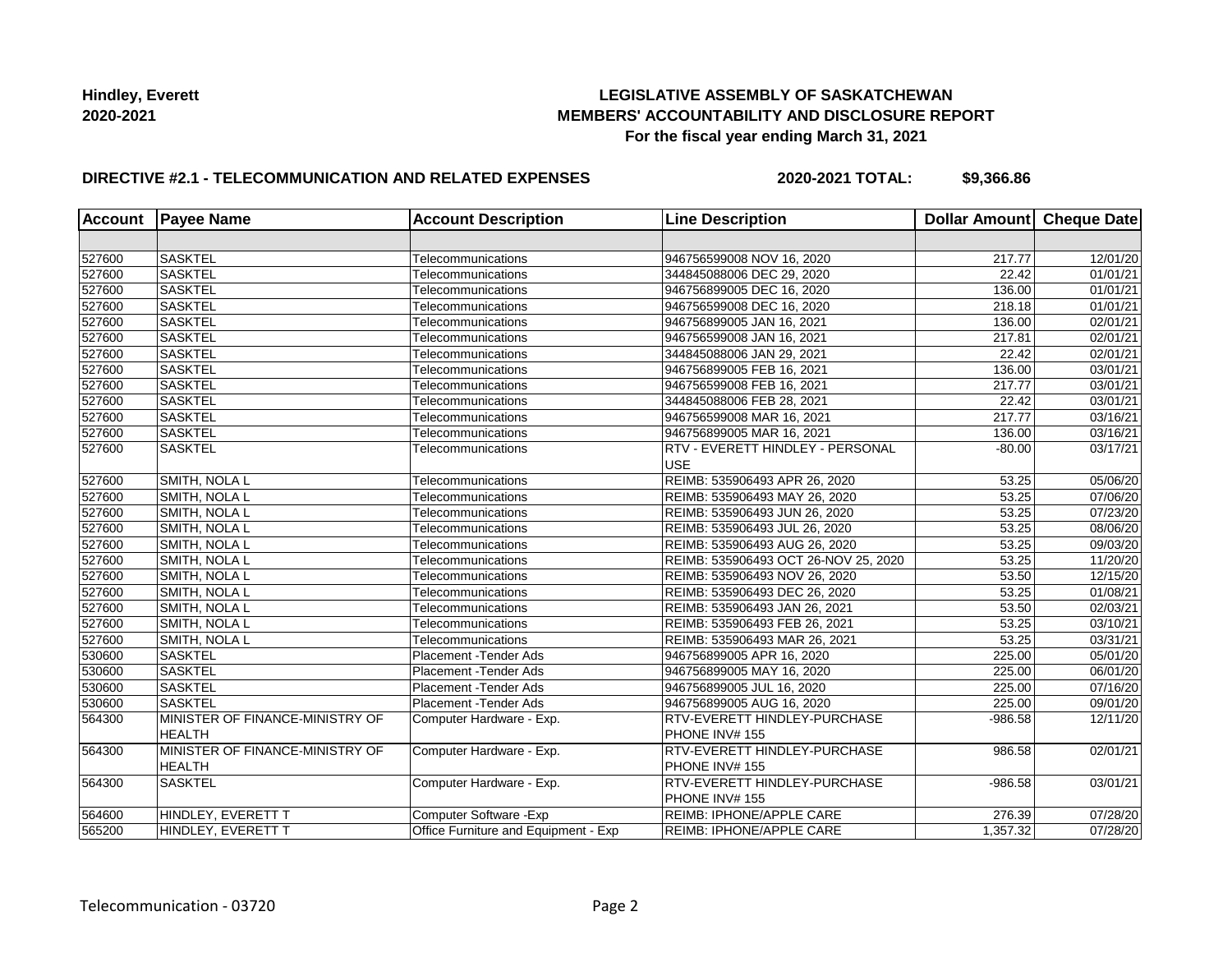**Hindley, Everett**
**2020-2021**

# LEGISLATIVE ASSEMBLY OF SASKATCHEWAN
## MEMBERS' ACCOUNTABILITY AND DISCLOSURE REPORT
### For the fiscal year ending March 31, 2021

**DIRECTIVE #2.1 - TELECOMMUNICATION AND RELATED EXPENSES** **2020-2021 TOTAL: $9,366.86**

| Account | Payee Name | Account Description | Line Description | Dollar Amount | Cheque Date |
|---|---|---|---|---|---|
| | | | | | |
| 527600 | SASKTEL | Telecommunications | 946756599008 NOV 16, 2020 | 217.77 | 12/01/20 |
| 527600 | SASKTEL | Telecommunications | 344845088006 DEC 29, 2020 | 22.42 | 01/01/21 |
| 527600 | SASKTEL | Telecommunications | 946756899005 DEC 16, 2020 | 136.00 | 01/01/21 |
| 527600 | SASKTEL | Telecommunications | 946756599008 DEC 16, 2020 | 218.18 | 01/01/21 |
| 527600 | SASKTEL | Telecommunications | 946756899005 JAN 16, 2021 | 136.00 | 02/01/21 |
| 527600 | SASKTEL | Telecommunications | 946756599008 JAN 16, 2021 | 217.81 | 02/01/21 |
| 527600 | SASKTEL | Telecommunications | 344845088006 JAN 29, 2021 | 22.42 | 02/01/21 |
| 527600 | SASKTEL | Telecommunications | 946756899005 FEB 16, 2021 | 136.00 | 03/01/21 |
| 527600 | SASKTEL | Telecommunications | 946756599008 FEB 16, 2021 | 217.77 | 03/01/21 |
| 527600 | SASKTEL | Telecommunications | 344845088006 FEB 28, 2021 | 22.42 | 03/01/21 |
| 527600 | SASKTEL | Telecommunications | 946756599008 MAR 16, 2021 | 217.77 | 03/16/21 |
| 527600 | SASKTEL | Telecommunications | 946756899005 MAR 16, 2021 | 136.00 | 03/16/21 |
| 527600 | SASKTEL | Telecommunications | RTV - EVERETT HINDLEY - PERSONAL USE | -80.00 | 03/17/21 |
| 527600 | SMITH, NOLA L | Telecommunications | REIMB: 535906493 APR 26, 2020 | 53.25 | 05/06/20 |
| 527600 | SMITH, NOLA L | Telecommunications | REIMB: 535906493 MAY 26, 2020 | 53.25 | 07/06/20 |
| 527600 | SMITH, NOLA L | Telecommunications | REIMB: 535906493 JUN 26, 2020 | 53.25 | 07/23/20 |
| 527600 | SMITH, NOLA L | Telecommunications | REIMB: 535906493 JUL 26, 2020 | 53.25 | 08/06/20 |
| 527600 | SMITH, NOLA L | Telecommunications | REIMB: 535906493 AUG 26, 2020 | 53.25 | 09/03/20 |
| 527600 | SMITH, NOLA L | Telecommunications | REIMB: 535906493 OCT 26-NOV 25, 2020 | 53.25 | 11/20/20 |
| 527600 | SMITH, NOLA L | Telecommunications | REIMB: 535906493 NOV 26, 2020 | 53.50 | 12/15/20 |
| 527600 | SMITH, NOLA L | Telecommunications | REIMB: 535906493 DEC 26, 2020 | 53.25 | 01/08/21 |
| 527600 | SMITH, NOLA L | Telecommunications | REIMB: 535906493 JAN 26, 2021 | 53.50 | 02/03/21 |
| 527600 | SMITH, NOLA L | Telecommunications | REIMB: 535906493 FEB 26, 2021 | 53.25 | 03/10/21 |
| 527600 | SMITH, NOLA L | Telecommunications | REIMB: 535906493 MAR 26, 2021 | 53.25 | 03/31/21 |
| 530600 | SASKTEL | Placement -Tender Ads | 946756899005 APR 16, 2020 | 225.00 | 05/01/20 |
| 530600 | SASKTEL | Placement -Tender Ads | 946756899005 MAY 16, 2020 | 225.00 | 06/01/20 |
| 530600 | SASKTEL | Placement -Tender Ads | 946756899005 JUL 16, 2020 | 225.00 | 07/16/20 |
| 530600 | SASKTEL | Placement -Tender Ads | 946756899005 AUG 16, 2020 | 225.00 | 09/01/20 |
| 564300 | MINISTER OF FINANCE-MINISTRY OF HEALTH | Computer Hardware - Exp. | RTV-EVERETT HINDLEY-PURCHASE PHONE INV# 155 | -986.58 | 12/11/20 |
| 564300 | MINISTER OF FINANCE-MINISTRY OF HEALTH | Computer Hardware - Exp. | RTV-EVERETT HINDLEY-PURCHASE PHONE INV# 155 | 986.58 | 02/01/21 |
| 564300 | SASKTEL | Computer Hardware - Exp. | RTV-EVERETT HINDLEY-PURCHASE PHONE INV# 155 | -986.58 | 03/01/21 |
| 564600 | HINDLEY, EVERETT T | Computer Software -Exp | REIMB: IPHONE/APPLE CARE | 276.39 | 07/28/20 |
| 565200 | HINDLEY, EVERETT T | Office Furniture and Equipment - Exp | REIMB: IPHONE/APPLE CARE | 1,357.32 | 07/28/20 |

Telecommunication - 03720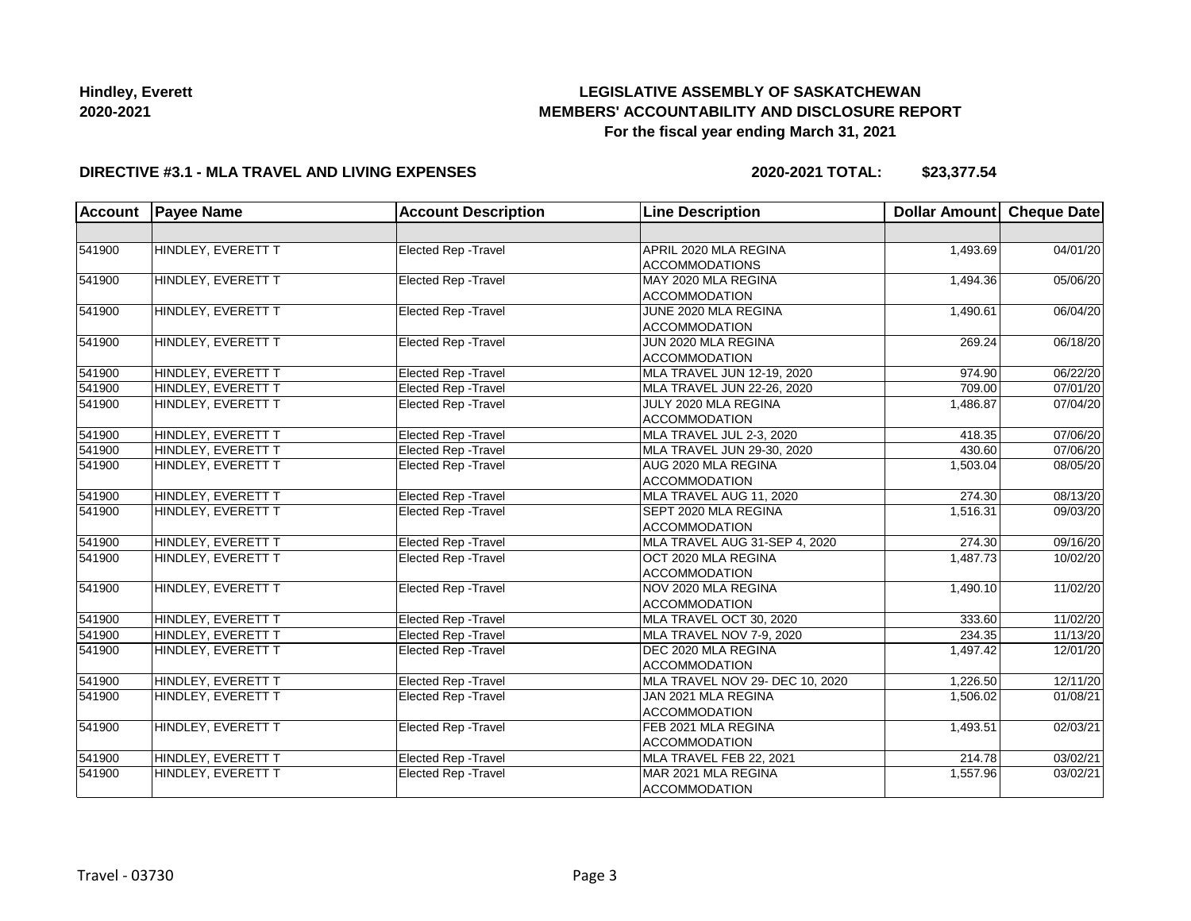**Hindley, Everett**
**2020-2021**

# LEGISLATIVE ASSEMBLY OF SASKATCHEWAN
## MEMBERS' ACCOUNTABILITY AND DISCLOSURE REPORT
### For the fiscal year ending March 31, 2021

**DIRECTIVE #3.1 - MLA TRAVEL AND LIVING EXPENSES** **2020-2021 TOTAL: $23,377.54**

| Account | Payee Name | Account Description | Line Description | Dollar Amount | Cheque Date |
|---|---|---|---|---|---|
| | | | | | |
| 541900 | HINDLEY, EVERETT T | Elected Rep -Travel | APRIL 2020 MLA REGINA ACCOMMODATIONS | 1,493.69 | 04/01/20 |
| 541900 | HINDLEY, EVERETT T | Elected Rep -Travel | MAY 2020 MLA REGINA ACCOMMODATION | 1,494.36 | 05/06/20 |
| 541900 | HINDLEY, EVERETT T | Elected Rep -Travel | JUNE 2020 MLA REGINA ACCOMMODATION | 1,490.61 | 06/04/20 |
| 541900 | HINDLEY, EVERETT T | Elected Rep -Travel | JUN 2020 MLA REGINA ACCOMMODATION | 269.24 | 06/18/20 |
| 541900 | HINDLEY, EVERETT T | Elected Rep -Travel | MLA TRAVEL JUN 12-19, 2020 | 974.90 | 06/22/20 |
| 541900 | HINDLEY, EVERETT T | Elected Rep -Travel | MLA TRAVEL JUN 22-26, 2020 | 709.00 | 07/01/20 |
| 541900 | HINDLEY, EVERETT T | Elected Rep -Travel | JULY 2020 MLA REGINA ACCOMMODATION | 1,486.87 | 07/04/20 |
| 541900 | HINDLEY, EVERETT T | Elected Rep -Travel | MLA TRAVEL JUL 2-3, 2020 | 418.35 | 07/06/20 |
| 541900 | HINDLEY, EVERETT T | Elected Rep -Travel | MLA TRAVEL JUN 29-30, 2020 | 430.60 | 07/06/20 |
| 541900 | HINDLEY, EVERETT T | Elected Rep -Travel | AUG 2020 MLA REGINA ACCOMMODATION | 1,503.04 | 08/05/20 |
| 541900 | HINDLEY, EVERETT T | Elected Rep -Travel | MLA TRAVEL AUG 11, 2020 | 274.30 | 08/13/20 |
| 541900 | HINDLEY, EVERETT T | Elected Rep -Travel | SEPT 2020 MLA REGINA ACCOMMODATION | 1,516.31 | 09/03/20 |
| 541900 | HINDLEY, EVERETT T | Elected Rep -Travel | MLA TRAVEL AUG 31-SEP 4, 2020 | 274.30 | 09/16/20 |
| 541900 | HINDLEY, EVERETT T | Elected Rep -Travel | OCT 2020 MLA REGINA ACCOMMODATION | 1,487.73 | 10/02/20 |
| 541900 | HINDLEY, EVERETT T | Elected Rep -Travel | NOV 2020 MLA REGINA ACCOMMODATION | 1,490.10 | 11/02/20 |
| 541900 | HINDLEY, EVERETT T | Elected Rep -Travel | MLA TRAVEL OCT 30, 2020 | 333.60 | 11/02/20 |
| 541900 | HINDLEY, EVERETT T | Elected Rep -Travel | MLA TRAVEL NOV 7-9, 2020 | 234.35 | 11/13/20 |
| 541900 | HINDLEY, EVERETT T | Elected Rep -Travel | DEC 2020 MLA REGINA ACCOMMODATION | 1,497.42 | 12/01/20 |
| 541900 | HINDLEY, EVERETT T | Elected Rep -Travel | MLA TRAVEL NOV 29- DEC 10, 2020 | 1,226.50 | 12/11/20 |
| 541900 | HINDLEY, EVERETT T | Elected Rep -Travel | JAN 2021 MLA REGINA ACCOMMODATION | 1,506.02 | 01/08/21 |
| 541900 | HINDLEY, EVERETT T | Elected Rep -Travel | FEB 2021 MLA REGINA ACCOMMODATION | 1,493.51 | 02/03/21 |
| 541900 | HINDLEY, EVERETT T | Elected Rep -Travel | MLA TRAVEL FEB 22, 2021 | 214.78 | 03/02/21 |
| 541900 | HINDLEY, EVERETT T | Elected Rep -Travel | MAR 2021 MLA REGINA ACCOMMODATION | 1,557.96 | 03/02/21 |

Travel - 03730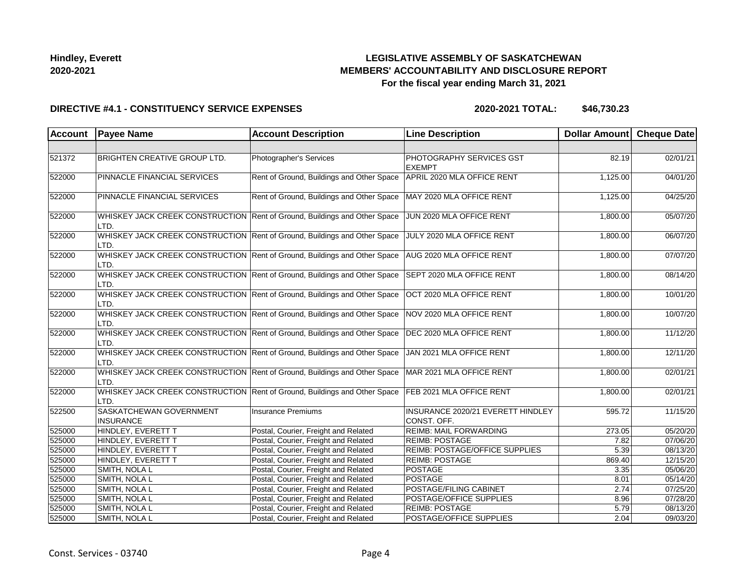**Hindley, Everett**
**2020-2021**

# LEGISLATIVE ASSEMBLY OF SASKATCHEWAN
## MEMBERS' ACCOUNTABILITY AND DISCLOSURE REPORT
### For the fiscal year ending March 31, 2021

**DIRECTIVE #4.1 - CONSTITUENCY SERVICE EXPENSES** **2020-2021 TOTAL: $46,730.23**

| Account | Payee Name | Account Description | Line Description | Dollar Amount | Cheque Date |
|---|---|---|---|---|---|
| | | | | | |
| 521372 | BRIGHTEN CREATIVE GROUP LTD. | Photographer's Services | PHOTOGRAPHY SERVICES GST EXEMPT | 82.19 | 02/01/21 |
| 522000 | PINNACLE FINANCIAL SERVICES | Rent of Ground, Buildings and Other Space | APRIL 2020 MLA OFFICE RENT | 1,125.00 | 04/01/20 |
| 522000 | PINNACLE FINANCIAL SERVICES | Rent of Ground, Buildings and Other Space | MAY 2020 MLA OFFICE RENT | 1,125.00 | 04/25/20 |
| 522000 | WHISKEY JACK CREEK CONSTRUCTION LTD. | Rent of Ground, Buildings and Other Space | JUN 2020 MLA OFFICE RENT | 1,800.00 | 05/07/20 |
| 522000 | WHISKEY JACK CREEK CONSTRUCTION LTD. | Rent of Ground, Buildings and Other Space | JULY 2020 MLA OFFICE RENT | 1,800.00 | 06/07/20 |
| 522000 | WHISKEY JACK CREEK CONSTRUCTION LTD. | Rent of Ground, Buildings and Other Space | AUG 2020 MLA OFFICE RENT | 1,800.00 | 07/07/20 |
| 522000 | WHISKEY JACK CREEK CONSTRUCTION LTD. | Rent of Ground, Buildings and Other Space | SEPT 2020 MLA OFFICE RENT | 1,800.00 | 08/14/20 |
| 522000 | WHISKEY JACK CREEK CONSTRUCTION LTD. | Rent of Ground, Buildings and Other Space | OCT 2020 MLA OFFICE RENT | 1,800.00 | 10/01/20 |
| 522000 | WHISKEY JACK CREEK CONSTRUCTION LTD. | Rent of Ground, Buildings and Other Space | NOV 2020 MLA OFFICE RENT | 1,800.00 | 10/07/20 |
| 522000 | WHISKEY JACK CREEK CONSTRUCTION LTD. | Rent of Ground, Buildings and Other Space | DEC 2020 MLA OFFICE RENT | 1,800.00 | 11/12/20 |
| 522000 | WHISKEY JACK CREEK CONSTRUCTION LTD. | Rent of Ground, Buildings and Other Space | JAN 2021 MLA OFFICE RENT | 1,800.00 | 12/11/20 |
| 522000 | WHISKEY JACK CREEK CONSTRUCTION LTD. | Rent of Ground, Buildings and Other Space | MAR 2021 MLA OFFICE RENT | 1,800.00 | 02/01/21 |
| 522000 | WHISKEY JACK CREEK CONSTRUCTION LTD. | Rent of Ground, Buildings and Other Space | FEB 2021 MLA OFFICE RENT | 1,800.00 | 02/01/21 |
| 522500 | SASKATCHEWAN GOVERNMENT INSURANCE | Insurance Premiums | INSURANCE 2020/21 EVERETT HINDLEY CONST. OFF. | 595.72 | 11/15/20 |
| 525000 | HINDLEY, EVERETT T | Postal, Courier, Freight and Related | REIMB: MAIL FORWARDING | 273.05 | 05/20/20 |
| 525000 | HINDLEY, EVERETT T | Postal, Courier, Freight and Related | REIMB: POSTAGE | 7.82 | 07/06/20 |
| 525000 | HINDLEY, EVERETT T | Postal, Courier, Freight and Related | REIMB: POSTAGE/OFFICE SUPPLIES | 5.39 | 08/13/20 |
| 525000 | HINDLEY, EVERETT T | Postal, Courier, Freight and Related | REIMB: POSTAGE | 869.40 | 12/15/20 |
| 525000 | SMITH, NOLA L | Postal, Courier, Freight and Related | POSTAGE | 3.35 | 05/06/20 |
| 525000 | SMITH, NOLA L | Postal, Courier, Freight and Related | POSTAGE | 8.01 | 05/14/20 |
| 525000 | SMITH, NOLA L | Postal, Courier, Freight and Related | POSTAGE/FILING CABINET | 2.74 | 07/25/20 |
| 525000 | SMITH, NOLA L | Postal, Courier, Freight and Related | POSTAGE/OFFICE SUPPLIES | 8.96 | 07/28/20 |
| 525000 | SMITH, NOLA L | Postal, Courier, Freight and Related | REIMB: POSTAGE | 5.79 | 08/13/20 |
| 525000 | SMITH, NOLA L | Postal, Courier, Freight and Related | POSTAGE/OFFICE SUPPLIES | 2.04 | 09/03/20 |

Const. Services - 03740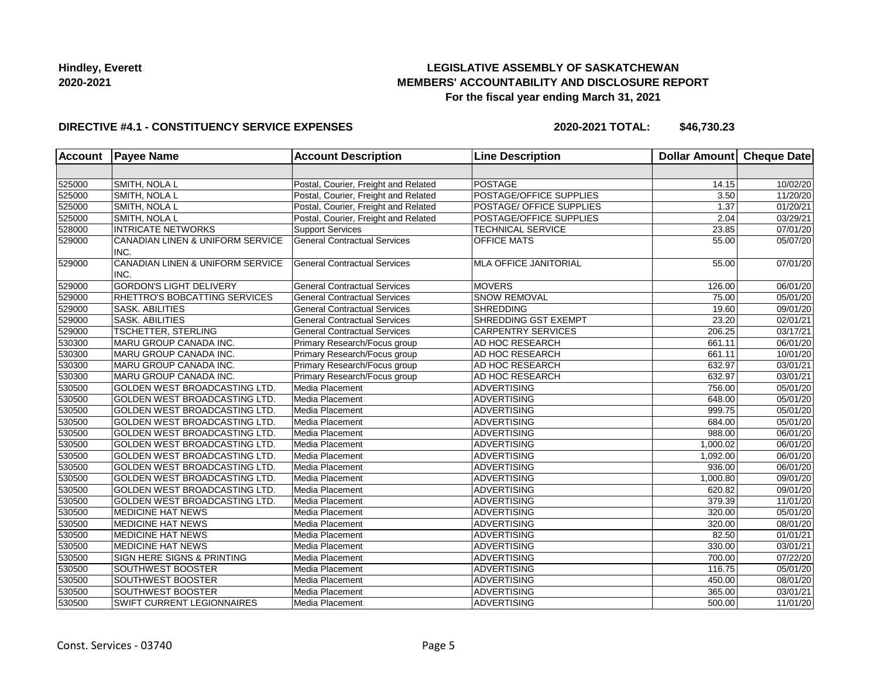**Hindley, Everett**
**2020-2021**

## LEGISLATIVE ASSEMBLY OF SASKATCHEWAN
## MEMBERS' ACCOUNTABILITY AND DISCLOSURE REPORT
### For the fiscal year ending March 31, 2021

**DIRECTIVE #4.1 - CONSTITUENCY SERVICE EXPENSES** **2020-2021 TOTAL: $46,730.23**

| Account | Payee Name | Account Description | Line Description | Dollar Amount | Cheque Date |
|---|---|---|---|---|---|
| | | | | | |
| 525000 | SMITH, NOLA L | Postal, Courier, Freight and Related | POSTAGE | 14.15 | 10/02/20 |
| 525000 | SMITH, NOLA L | Postal, Courier, Freight and Related | POSTAGE/OFFICE SUPPLIES | 3.50 | 11/20/20 |
| 525000 | SMITH, NOLA L | Postal, Courier, Freight and Related | POSTAGE/ OFFICE SUPPLIES | 1.37 | 01/20/21 |
| 525000 | SMITH, NOLA L | Postal, Courier, Freight and Related | POSTAGE/OFFICE SUPPLIES | 2.04 | 03/29/21 |
| 528000 | INTRICATE NETWORKS | Support Services | TECHNICAL SERVICE | 23.85 | 07/01/20 |
| 529000 | CANADIAN LINEN & UNIFORM SERVICE INC. | General Contractual Services | OFFICE MATS | 55.00 | 05/07/20 |
| 529000 | CANADIAN LINEN & UNIFORM SERVICE INC. | General Contractual Services | MLA OFFICE JANITORIAL | 55.00 | 07/01/20 |
| 529000 | GORDON'S LIGHT DELIVERY | General Contractual Services | MOVERS | 126.00 | 06/01/20 |
| 529000 | RHETTRO'S BOBCATTING SERVICES | General Contractual Services | SNOW REMOVAL | 75.00 | 05/01/20 |
| 529000 | SASK. ABILITIES | General Contractual Services | SHREDDING | 19.60 | 09/01/20 |
| 529000 | SASK. ABILITIES | General Contractual Services | SHREDDING GST EXEMPT | 23.20 | 02/01/21 |
| 529000 | TSCHETTER, STERLING | General Contractual Services | CARPENTRY SERVICES | 206.25 | 03/17/21 |
| 530300 | MARU GROUP CANADA INC. | Primary Research/Focus group | AD HOC RESEARCH | 661.11 | 06/01/20 |
| 530300 | MARU GROUP CANADA INC. | Primary Research/Focus group | AD HOC RESEARCH | 661.11 | 10/01/20 |
| 530300 | MARU GROUP CANADA INC. | Primary Research/Focus group | AD HOC RESEARCH | 632.97 | 03/01/21 |
| 530300 | MARU GROUP CANADA INC. | Primary Research/Focus group | AD HOC RESEARCH | 632.97 | 03/01/21 |
| 530500 | GOLDEN WEST BROADCASTING LTD. | Media Placement | ADVERTISING | 756.00 | 05/01/20 |
| 530500 | GOLDEN WEST BROADCASTING LTD. | Media Placement | ADVERTISING | 648.00 | 05/01/20 |
| 530500 | GOLDEN WEST BROADCASTING LTD. | Media Placement | ADVERTISING | 999.75 | 05/01/20 |
| 530500 | GOLDEN WEST BROADCASTING LTD. | Media Placement | ADVERTISING | 684.00 | 05/01/20 |
| 530500 | GOLDEN WEST BROADCASTING LTD. | Media Placement | ADVERTISING | 988.00 | 06/01/20 |
| 530500 | GOLDEN WEST BROADCASTING LTD. | Media Placement | ADVERTISING | 1,000.02 | 06/01/20 |
| 530500 | GOLDEN WEST BROADCASTING LTD. | Media Placement | ADVERTISING | 1,092.00 | 06/01/20 |
| 530500 | GOLDEN WEST BROADCASTING LTD. | Media Placement | ADVERTISING | 936.00 | 06/01/20 |
| 530500 | GOLDEN WEST BROADCASTING LTD. | Media Placement | ADVERTISING | 1,000.80 | 09/01/20 |
| 530500 | GOLDEN WEST BROADCASTING LTD. | Media Placement | ADVERTISING | 620.82 | 09/01/20 |
| 530500 | GOLDEN WEST BROADCASTING LTD. | Media Placement | ADVERTISING | 379.39 | 11/01/20 |
| 530500 | MEDICINE HAT NEWS | Media Placement | ADVERTISING | 320.00 | 05/01/20 |
| 530500 | MEDICINE HAT NEWS | Media Placement | ADVERTISING | 320.00 | 08/01/20 |
| 530500 | MEDICINE HAT NEWS | Media Placement | ADVERTISING | 82.50 | 01/01/21 |
| 530500 | MEDICINE HAT NEWS | Media Placement | ADVERTISING | 330.00 | 03/01/21 |
| 530500 | SIGN HERE SIGNS & PRINTING | Media Placement | ADVERTISING | 700.00 | 07/22/20 |
| 530500 | SOUTHWEST BOOSTER | Media Placement | ADVERTISING | 116.75 | 05/01/20 |
| 530500 | SOUTHWEST BOOSTER | Media Placement | ADVERTISING | 450.00 | 08/01/20 |
| 530500 | SOUTHWEST BOOSTER | Media Placement | ADVERTISING | 365.00 | 03/01/21 |
| 530500 | SWIFT CURRENT LEGIONNAIRES | Media Placement | ADVERTISING | 500.00 | 11/01/20 |

Const. Services - 03740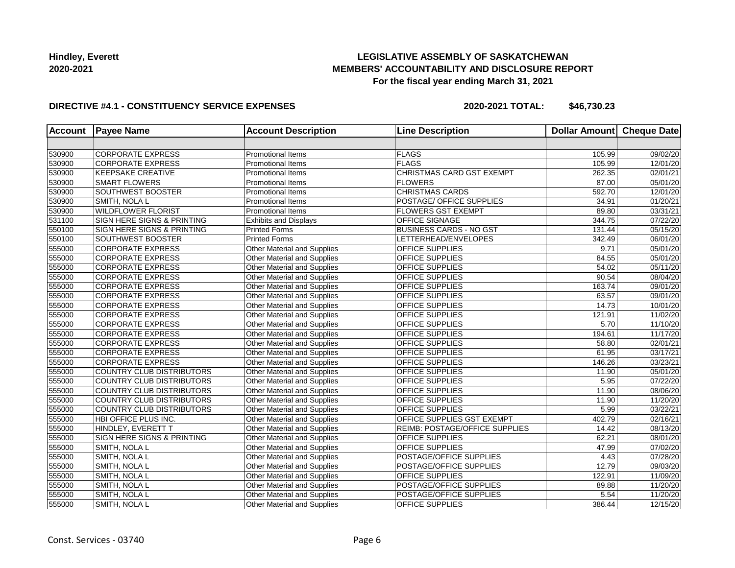**Hindley, Everett**
**2020-2021**

# LEGISLATIVE ASSEMBLY OF SASKATCHEWAN
## MEMBERS' ACCOUNTABILITY AND DISCLOSURE REPORT
### For the fiscal year ending March 31, 2021

**DIRECTIVE #4.1 - CONSTITUENCY SERVICE EXPENSES** **2020-2021 TOTAL: $46,730.23**

| Account | Payee Name | Account Description | Line Description | Dollar Amount | Cheque Date |
|---|---|---|---|---|---|
| | | | | | |
| 530900 | CORPORATE EXPRESS | Promotional Items | FLAGS | 105.99 | 09/02/20 |
| 530900 | CORPORATE EXPRESS | Promotional Items | FLAGS | 105.99 | 12/01/20 |
| 530900 | KEEPSAKE CREATIVE | Promotional Items | CHRISTMAS CARD GST EXEMPT | 262.35 | 02/01/21 |
| 530900 | SMART FLOWERS | Promotional Items | FLOWERS | 87.00 | 05/01/20 |
| 530900 | SOUTHWEST BOOSTER | Promotional Items | CHRISTMAS CARDS | 592.70 | 12/01/20 |
| 530900 | SMITH, NOLA L | Promotional Items | POSTAGE/ OFFICE SUPPLIES | 34.91 | 01/20/21 |
| 530900 | WILDFLOWER FLORIST | Promotional Items | FLOWERS GST EXEMPT | 89.80 | 03/31/21 |
| 531100 | SIGN HERE SIGNS & PRINTING | Exhibits and Displays | OFFICE SIGNAGE | 344.75 | 07/22/20 |
| 550100 | SIGN HERE SIGNS & PRINTING | Printed Forms | BUSINESS CARDS - NO GST | 131.44 | 05/15/20 |
| 550100 | SOUTHWEST BOOSTER | Printed Forms | LETTERHEAD/ENVELOPES | 342.49 | 06/01/20 |
| 555000 | CORPORATE EXPRESS | Other Material and Supplies | OFFICE SUPPLIES | 9.71 | 05/01/20 |
| 555000 | CORPORATE EXPRESS | Other Material and Supplies | OFFICE SUPPLIES | 84.55 | 05/01/20 |
| 555000 | CORPORATE EXPRESS | Other Material and Supplies | OFFICE SUPPLIES | 54.02 | 05/11/20 |
| 555000 | CORPORATE EXPRESS | Other Material and Supplies | OFFICE SUPPLIES | 90.54 | 08/04/20 |
| 555000 | CORPORATE EXPRESS | Other Material and Supplies | OFFICE SUPPLIES | 163.74 | 09/01/20 |
| 555000 | CORPORATE EXPRESS | Other Material and Supplies | OFFICE SUPPLIES | 63.57 | 09/01/20 |
| 555000 | CORPORATE EXPRESS | Other Material and Supplies | OFFICE SUPPLIES | 14.73 | 10/01/20 |
| 555000 | CORPORATE EXPRESS | Other Material and Supplies | OFFICE SUPPLIES | 121.91 | 11/02/20 |
| 555000 | CORPORATE EXPRESS | Other Material and Supplies | OFFICE SUPPLIES | 5.70 | 11/10/20 |
| 555000 | CORPORATE EXPRESS | Other Material and Supplies | OFFICE SUPPLIES | 194.61 | 11/17/20 |
| 555000 | CORPORATE EXPRESS | Other Material and Supplies | OFFICE SUPPLIES | 58.80 | 02/01/21 |
| 555000 | CORPORATE EXPRESS | Other Material and Supplies | OFFICE SUPPLIES | 61.95 | 03/17/21 |
| 555000 | CORPORATE EXPRESS | Other Material and Supplies | OFFICE SUPPLIES | 146.26 | 03/23/21 |
| 555000 | COUNTRY CLUB DISTRIBUTORS | Other Material and Supplies | OFFICE SUPPLIES | 11.90 | 05/01/20 |
| 555000 | COUNTRY CLUB DISTRIBUTORS | Other Material and Supplies | OFFICE SUPPLIES | 5.95 | 07/22/20 |
| 555000 | COUNTRY CLUB DISTRIBUTORS | Other Material and Supplies | OFFICE SUPPLIES | 11.90 | 08/06/20 |
| 555000 | COUNTRY CLUB DISTRIBUTORS | Other Material and Supplies | OFFICE SUPPLIES | 11.90 | 11/20/20 |
| 555000 | COUNTRY CLUB DISTRIBUTORS | Other Material and Supplies | OFFICE SUPPLIES | 5.99 | 03/22/21 |
| 555000 | HBI OFFICE PLUS INC. | Other Material and Supplies | OFFICE SUPPLIES GST EXEMPT | 402.79 | 02/16/21 |
| 555000 | HINDLEY, EVERETT T | Other Material and Supplies | REIMB: POSTAGE/OFFICE SUPPLIES | 14.42 | 08/13/20 |
| 555000 | SIGN HERE SIGNS & PRINTING | Other Material and Supplies | OFFICE SUPPLIES | 62.21 | 08/01/20 |
| 555000 | SMITH, NOLA L | Other Material and Supplies | OFFICE SUPPLIES | 47.99 | 07/02/20 |
| 555000 | SMITH, NOLA L | Other Material and Supplies | POSTAGE/OFFICE SUPPLIES | 4.43 | 07/28/20 |
| 555000 | SMITH, NOLA L | Other Material and Supplies | POSTAGE/OFFICE SUPPLIES | 12.79 | 09/03/20 |
| 555000 | SMITH, NOLA L | Other Material and Supplies | OFFICE SUPPLIES | 122.91 | 11/09/20 |
| 555000 | SMITH, NOLA L | Other Material and Supplies | POSTAGE/OFFICE SUPPLIES | 89.88 | 11/20/20 |
| 555000 | SMITH, NOLA L | Other Material and Supplies | POSTAGE/OFFICE SUPPLIES | 5.54 | 11/20/20 |
| 555000 | SMITH, NOLA L | Other Material and Supplies | OFFICE SUPPLIES | 386.44 | 12/15/20 |

Const. Services - 03740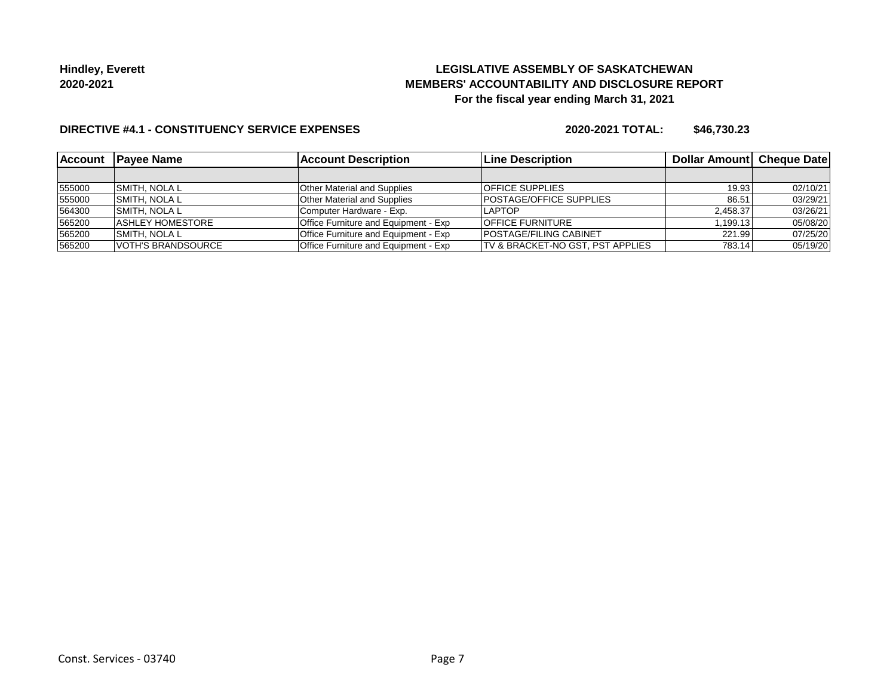**Hindley, Everett**
**2020-2021**

**LEGISLATIVE ASSEMBLY OF SASKATCHEWAN**
**MEMBERS' ACCOUNTABILITY AND DISCLOSURE REPORT**
**For the fiscal year ending March 31, 2021**

**DIRECTIVE #4.1 - CONSTITUENCY SERVICE EXPENSES** **2020-2021 TOTAL: $46,730.23**

| Account | Payee Name | Account Description | Line Description | Dollar Amount | Cheque Date |
|---|---|---|---|---|---|
| | | | | | |
| 555000 | SMITH, NOLA L | Other Material and Supplies | OFFICE SUPPLIES | 19.93 | 02/10/21 |
| 555000 | SMITH, NOLA L | Other Material and Supplies | POSTAGE/OFFICE SUPPLIES | 86.51 | 03/29/21 |
| 564300 | SMITH, NOLA L | Computer Hardware - Exp. | LAPTOP | 2,458.37 | 03/26/21 |
| 565200 | ASHLEY HOMESTORE | Office Furniture and Equipment - Exp | OFFICE FURNITURE | 1,199.13 | 05/08/20 |
| 565200 | SMITH, NOLA L | Office Furniture and Equipment - Exp | POSTAGE/FILING CABINET | 221.99 | 07/25/20 |
| 565200 | VOTH'S BRANDSOURCE | Office Furniture and Equipment - Exp | TV & BRACKET-NO GST, PST APPLIES | 783.14 | 05/19/20 |

Const. Services - 03740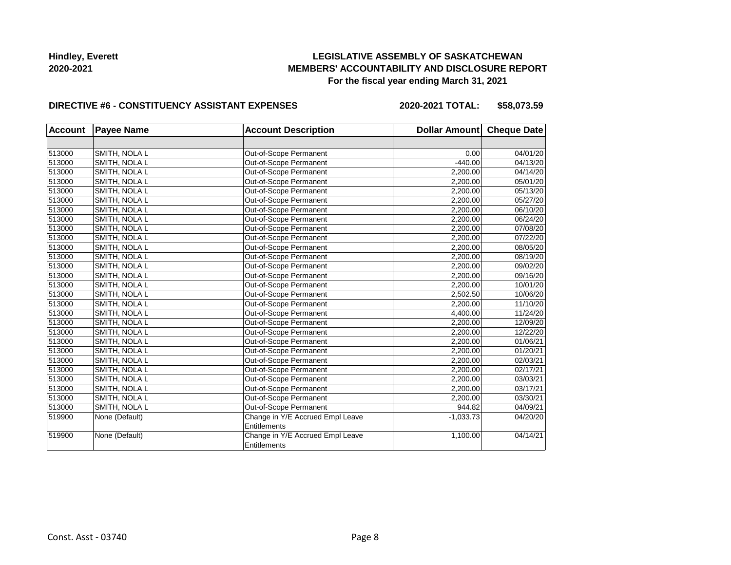**Hindley, Everett**
**2020-2021**

**LEGISLATIVE ASSEMBLY OF SASKATCHEWAN**
**MEMBERS' ACCOUNTABILITY AND DISCLOSURE REPORT**
**For the fiscal year ending March 31, 2021**

**DIRECTIVE #6 - CONSTITUENCY ASSISTANT EXPENSES** **2020-2021 TOTAL: $58,073.59**

| Account | Payee Name | Account Description | Dollar Amount | Cheque Date |
|---|---|---|---|---|
| | | | | |
| 513000 | SMITH, NOLA L | Out-of-Scope Permanent | 0.00 | 04/01/20 |
| 513000 | SMITH, NOLA L | Out-of-Scope Permanent | -440.00 | 04/13/20 |
| 513000 | SMITH, NOLA L | Out-of-Scope Permanent | 2,200.00 | 04/14/20 |
| 513000 | SMITH, NOLA L | Out-of-Scope Permanent | 2,200.00 | 05/01/20 |
| 513000 | SMITH, NOLA L | Out-of-Scope Permanent | 2,200.00 | 05/13/20 |
| 513000 | SMITH, NOLA L | Out-of-Scope Permanent | 2,200.00 | 05/27/20 |
| 513000 | SMITH, NOLA L | Out-of-Scope Permanent | 2,200.00 | 06/10/20 |
| 513000 | SMITH, NOLA L | Out-of-Scope Permanent | 2,200.00 | 06/24/20 |
| 513000 | SMITH, NOLA L | Out-of-Scope Permanent | 2,200.00 | 07/08/20 |
| 513000 | SMITH, NOLA L | Out-of-Scope Permanent | 2,200.00 | 07/22/20 |
| 513000 | SMITH, NOLA L | Out-of-Scope Permanent | 2,200.00 | 08/05/20 |
| 513000 | SMITH, NOLA L | Out-of-Scope Permanent | 2,200.00 | 08/19/20 |
| 513000 | SMITH, NOLA L | Out-of-Scope Permanent | 2,200.00 | 09/02/20 |
| 513000 | SMITH, NOLA L | Out-of-Scope Permanent | 2,200.00 | 09/16/20 |
| 513000 | SMITH, NOLA L | Out-of-Scope Permanent | 2,200.00 | 10/01/20 |
| 513000 | SMITH, NOLA L | Out-of-Scope Permanent | 2,502.50 | 10/06/20 |
| 513000 | SMITH, NOLA L | Out-of-Scope Permanent | 2,200.00 | 11/10/20 |
| 513000 | SMITH, NOLA L | Out-of-Scope Permanent | 4,400.00 | 11/24/20 |
| 513000 | SMITH, NOLA L | Out-of-Scope Permanent | 2,200.00 | 12/09/20 |
| 513000 | SMITH, NOLA L | Out-of-Scope Permanent | 2,200.00 | 12/22/20 |
| 513000 | SMITH, NOLA L | Out-of-Scope Permanent | 2,200.00 | 01/06/21 |
| 513000 | SMITH, NOLA L | Out-of-Scope Permanent | 2,200.00 | 01/20/21 |
| 513000 | SMITH, NOLA L | Out-of-Scope Permanent | 2,200.00 | 02/03/21 |
| 513000 | SMITH, NOLA L | Out-of-Scope Permanent | 2,200.00 | 02/17/21 |
| 513000 | SMITH, NOLA L | Out-of-Scope Permanent | 2,200.00 | 03/03/21 |
| 513000 | SMITH, NOLA L | Out-of-Scope Permanent | 2,200.00 | 03/17/21 |
| 513000 | SMITH, NOLA L | Out-of-Scope Permanent | 2,200.00 | 03/30/21 |
| 513000 | SMITH, NOLA L | Out-of-Scope Permanent | 944.82 | 04/09/21 |
| 519900 | None (Default) | Change in Y/E Accrued Empl Leave Entitlements | -1,033.73 | 04/20/20 |
| 519900 | None (Default) | Change in Y/E Accrued Empl Leave Entitlements | 1,100.00 | 04/14/21 |

Const. Asst - 03740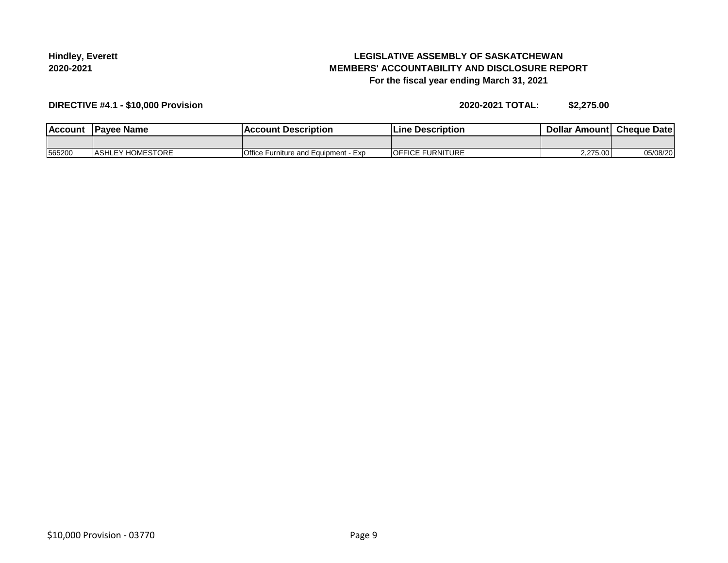**Hindley, Everett**
**2020-2021**

# LEGISLATIVE ASSEMBLY OF SASKATCHEWAN
## MEMBERS' ACCOUNTABILITY AND DISCLOSURE REPORT
### For the fiscal year ending March 31, 2021

**DIRECTIVE #4.1 - $10,000 Provision** **2020-2021 TOTAL: $2,275.00**

| Account | Payee Name | Account Description | Line Description | Dollar Amount | Cheque Date |
|---|---|---|---|---|---|
| | | | | | |
| 565200 | ASHLEY HOMESTORE | Office Furniture and Equipment - Exp | OFFICE FURNITURE | 2,275.00 | 05/08/20 |

$10,000 Provision - 03770